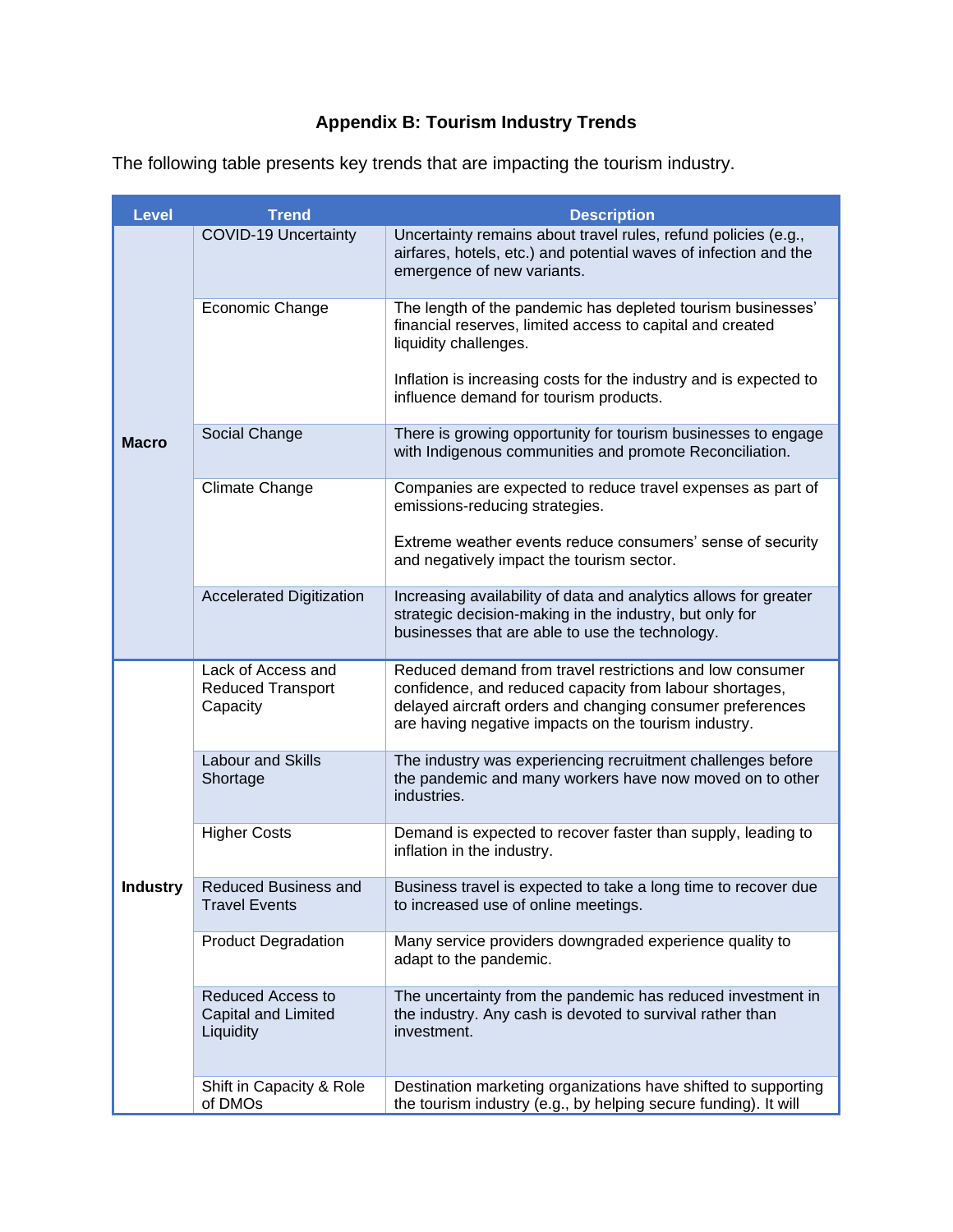## Appendix B: Tourism Industry Trends

The following table presents key trends that are impacting the tourism industry.

| Level | Trend | Description |
|---|---|---|
| Macro | COVID-19 Uncertainty | Uncertainty remains about travel rules, refund policies (e.g., airfares, hotels, etc.) and potential waves of infection and the emergence of new variants. |
| | Economic Change | The length of the pandemic has depleted tourism businesses' financial reserves, limited access to capital and created liquidity challenges.<br><br>Inflation is increasing costs for the industry and is expected to influence demand for tourism products. |
| | Social Change | There is growing opportunity for tourism businesses to engage with Indigenous communities and promote Reconciliation. |
| | Climate Change | Companies are expected to reduce travel expenses as part of emissions-reducing strategies.<br><br>Extreme weather events reduce consumers' sense of security and negatively impact the tourism sector. |
| | Accelerated Digitization | Increasing availability of data and analytics allows for greater strategic decision-making in the industry, but only for businesses that are able to use the technology. |
| Industry | Lack of Access and Reduced Transport Capacity | Reduced demand from travel restrictions and low consumer confidence, and reduced capacity from labour shortages, delayed aircraft orders and changing consumer preferences are having negative impacts on the tourism industry. |
| | Labour and Skills Shortage | The industry was experiencing recruitment challenges before the pandemic and many workers have now moved on to other industries. |
| | Higher Costs | Demand is expected to recover faster than supply, leading to inflation in the industry. |
| | Reduced Business and Travel Events | Business travel is expected to take a long time to recover due to increased use of online meetings. |
| | Product Degradation | Many service providers downgraded experience quality to adapt to the pandemic. |
| | Reduced Access to Capital and Limited Liquidity | The uncertainty from the pandemic has reduced investment in the industry. Any cash is devoted to survival rather than investment. |
| | Shift in Capacity & Role of DMOs | Destination marketing organizations have shifted to supporting the tourism industry (e.g., by helping secure funding). It will |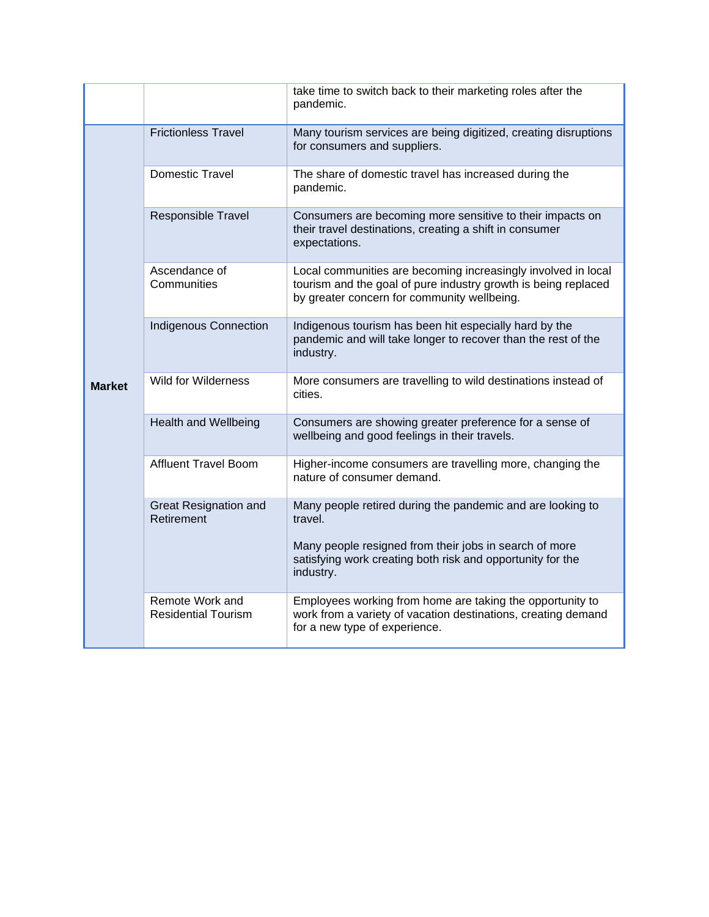| | | |
|---|---|---|
| | | take time to switch back to their marketing roles after the pandemic. |
| **Market** | Frictionless Travel | Many tourism services are being digitized, creating disruptions for consumers and suppliers. |
| | Domestic Travel | The share of domestic travel has increased during the pandemic. |
| | Responsible Travel | Consumers are becoming more sensitive to their impacts on their travel destinations, creating a shift in consumer expectations. |
| | Ascendance of Communities | Local communities are becoming increasingly involved in local tourism and the goal of pure industry growth is being replaced by greater concern for community wellbeing. |
| | Indigenous Connection | Indigenous tourism has been hit especially hard by the pandemic and will take longer to recover than the rest of the industry. |
| | Wild for Wilderness | More consumers are travelling to wild destinations instead of cities. |
| | Health and Wellbeing | Consumers are showing greater preference for a sense of wellbeing and good feelings in their travels. |
| | Affluent Travel Boom | Higher-income consumers are travelling more, changing the nature of consumer demand. |
| | Great Resignation and Retirement | Many people retired during the pandemic and are looking to travel.<br><br>Many people resigned from their jobs in search of more satisfying work creating both risk and opportunity for the industry. |
| | Remote Work and Residential Tourism | Employees working from home are taking the opportunity to work from a variety of vacation destinations, creating demand for a new type of experience. |